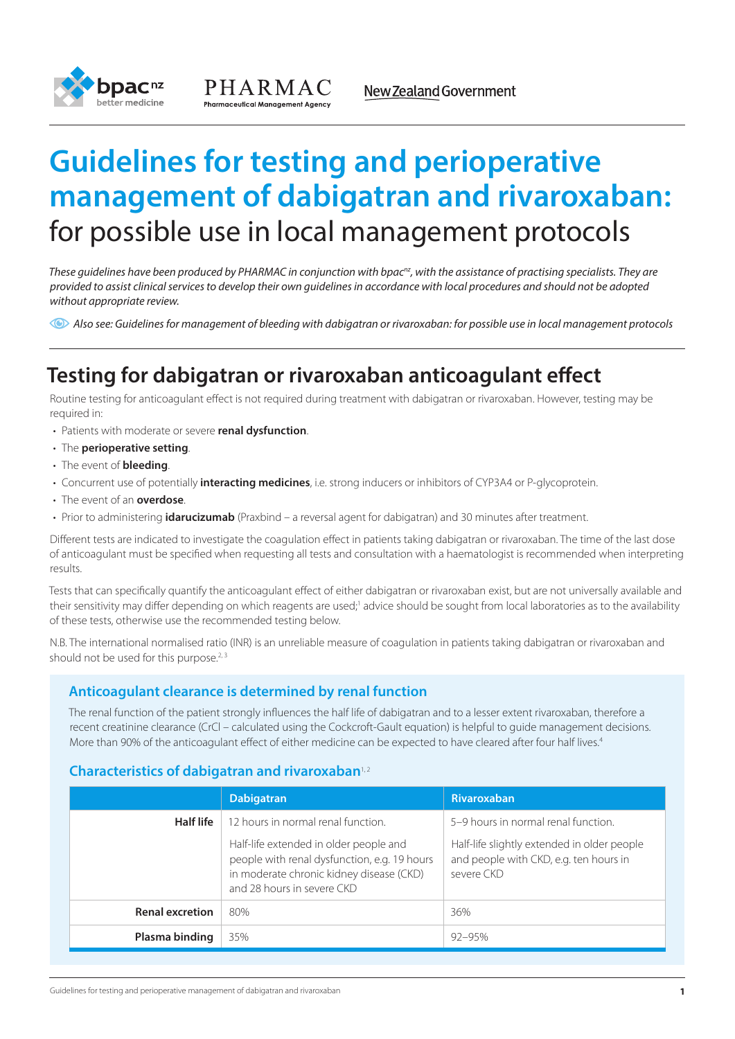# Guidelines for testing and perioperative management of dabigatran and rivaroxaban: for possible use in local management protocols

*These guidelines have been produced by PHARMAC in conjunction with bpac[nz], with the assistance of practising specialists. They are provided to assist clinical services to develop their own guidelines in accordance with local procedures and should not be adopted without appropriate review.*

*Also see: Guidelines for management of bleeding with dabigatran or rivaroxaban: for possible use in local management protocols*

## Testing for dabigatran or rivaroxaban anticoagulant effect

Routine testing for anticoagulant effect is not required during treatment with dabigatran or rivaroxaban. However, testing may be required in:

- Patients with moderate or severe **renal dysfunction**.
- The **perioperative setting**.
- The event of **bleeding**.
- Concurrent use of potentially **interacting medicines**, i.e. strong inducers or inhibitors of CYP3A4 or P-glycoprotein.
- The event of an **overdose**.
- Prior to administering **idarucizumab** (Praxbind – a reversal agent for dabigatran) and 30 minutes after treatment.

Different tests are indicated to investigate the coagulation effect in patients taking dabigatran or rivaroxaban. The time of the last dose of anticoagulant must be specified when requesting all tests and consultation with a haematologist is recommended when interpreting results.

Tests that can specifically quantify the anticoagulant effect of either dabigatran or rivaroxaban exist, but are not universally available and their sensitivity may differ depending on which reagents are used;[1] advice should be sought from local laboratories as to the availability of these tests, otherwise use the recommended testing below.

N.B. The international normalised ratio (INR) is an unreliable measure of coagulation in patients taking dabigatran or rivaroxaban and should not be used for this purpose.[2,3]

### Anticoagulant clearance is determined by renal function

The renal function of the patient strongly influences the half life of dabigatran and to a lesser extent rivaroxaban, therefore a recent creatinine clearance (CrCl – calculated using the Cockcroft-Gault equation) is helpful to guide management decisions. More than 90% of the anticoagulant effect of either medicine can be expected to have cleared after four half lives.[4]

### Characteristics of dabigatran and rivaroxaban[1,2]

| | Dabigatran | Rivaroxaban |
|---|---|---|
| **Half life** | 12 hours in normal renal function.<br><br>Half-life extended in older people and people with renal dysfunction, e.g. 19 hours in moderate chronic kidney disease (CKD) and 28 hours in severe CKD | 5–9 hours in normal renal function.<br><br>Half-life slightly extended in older people and people with CKD, e.g. ten hours in severe CKD |
| **Renal excretion** | 80% | 36% |
| **Plasma binding** | 35% | 92–95% |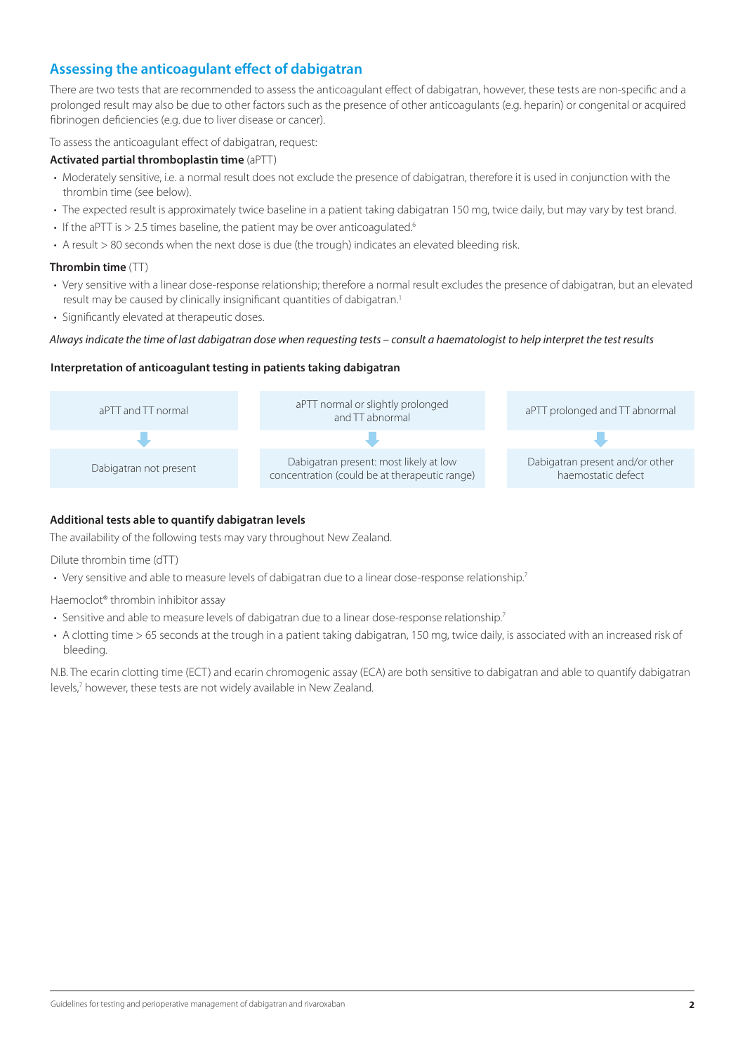## Assessing the anticoagulant effect of dabigatran

There are two tests that are recommended to assess the anticoagulant effect of dabigatran, however, these tests are non-specific and a prolonged result may also be due to other factors such as the presence of other anticoagulants (e.g. heparin) or congenital or acquired fibrinogen deficiencies (e.g. due to liver disease or cancer).

To assess the anticoagulant effect of dabigatran, request:

**Activated partial thromboplastin time** (aPTT)

- Moderately sensitive, i.e. a normal result does not exclude the presence of dabigatran, therefore it is used in conjunction with the thrombin time (see below).
- The expected result is approximately twice baseline in a patient taking dabigatran 150 mg, twice daily, but may vary by test brand.
- If the aPTT is > 2.5 times baseline, the patient may be over anticoagulated.[6]
- A result > 80 seconds when the next dose is due (the trough) indicates an elevated bleeding risk.

**Thrombin time** (TT)

- Very sensitive with a linear dose-response relationship; therefore a normal result excludes the presence of dabigatran, but an elevated result may be caused by clinically insignificant quantities of dabigatran.[1]
- Significantly elevated at therapeutic doses.

*Always indicate the time of last dabigatran dose when requesting tests – consult a haematologist to help interpret the test results*

**Interpretation of anticoagulant testing in patients taking dabigatran**

| aPTT and TT normal | aPTT normal or slightly prolonged and TT abnormal | aPTT prolonged and TT abnormal |
|---|---|---|
| ↓ | ↓ | ↓ |
| Dabigatran not present | Dabigatran present: most likely at low concentration (could be at therapeutic range) | Dabigatran present and/or other haemostatic defect |

**Additional tests able to quantify dabigatran levels**

The availability of the following tests may vary throughout New Zealand.

Dilute thrombin time (dTT)

- Very sensitive and able to measure levels of dabigatran due to a linear dose-response relationship.[7]

Haemoclot® thrombin inhibitor assay

- Sensitive and able to measure levels of dabigatran due to a linear dose-response relationship.[7]
- A clotting time > 65 seconds at the trough in a patient taking dabigatran, 150 mg, twice daily, is associated with an increased risk of bleeding.

N.B. The ecarin clotting time (ECT) and ecarin chromogenic assay (ECA) are both sensitive to dabigatran and able to quantify dabigatran levels,[7] however, these tests are not widely available in New Zealand.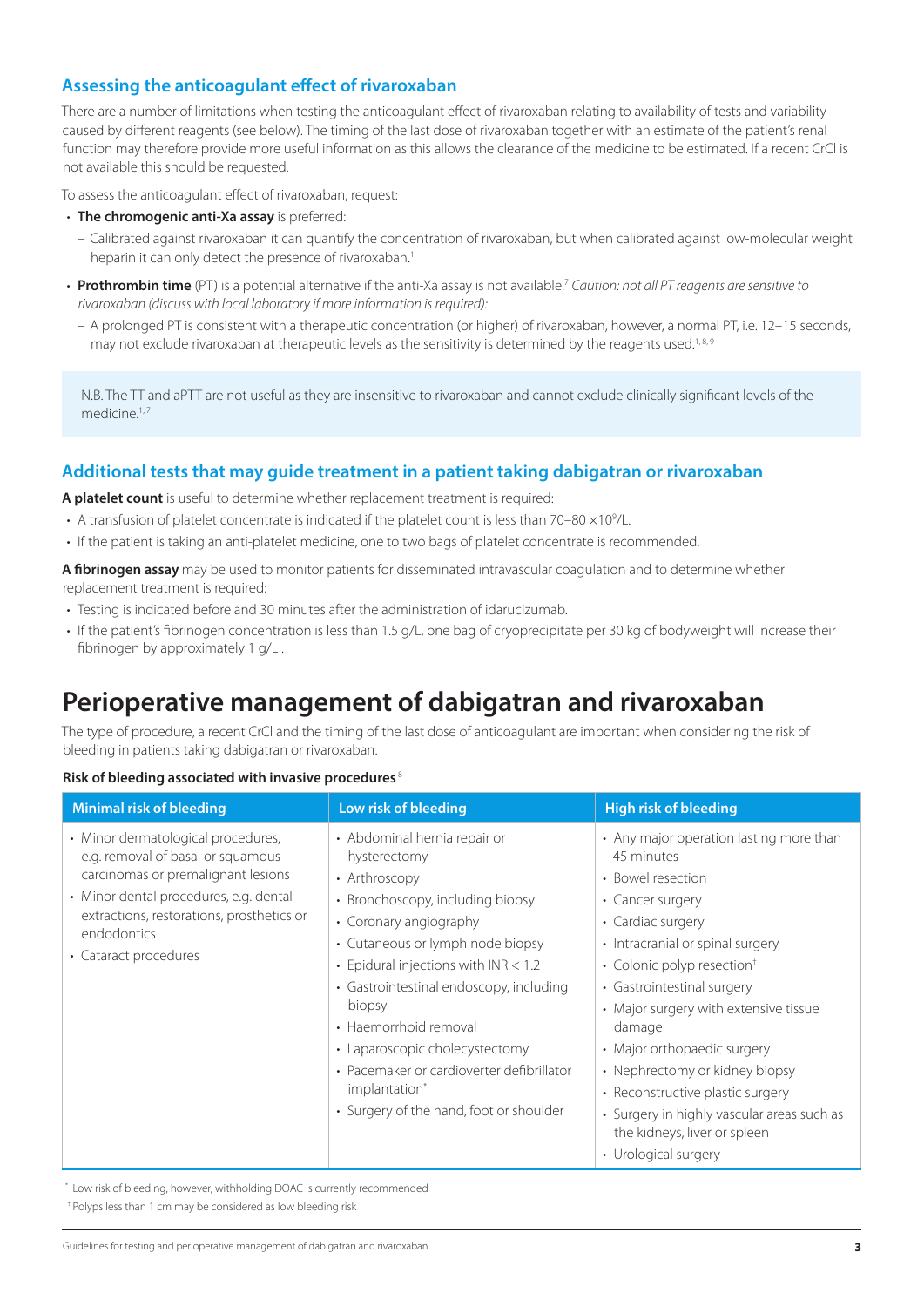### Assessing the anticoagulant effect of rivaroxaban

There are a number of limitations when testing the anticoagulant effect of rivaroxaban relating to availability of tests and variability caused by different reagents (see below). The timing of the last dose of rivaroxaban together with an estimate of the patient's renal function may therefore provide more useful information as this allows the clearance of the medicine to be estimated. If a recent CrCl is not available this should be requested.

To assess the anticoagulant effect of rivaroxaban, request:

- **The chromogenic anti-Xa assay** is preferred:
  - Calibrated against rivaroxaban it can quantify the concentration of rivaroxaban, but when calibrated against low-molecular weight heparin it can only detect the presence of rivaroxaban.[1]
- **Prothrombin time** (PT) is a potential alternative if the anti-Xa assay is not available.[7] *Caution: not all PT reagents are sensitive to rivaroxaban (discuss with local laboratory if more information is required):*
  - A prolonged PT is consistent with a therapeutic concentration (or higher) of rivaroxaban, however, a normal PT, i.e. 12–15 seconds, may not exclude rivaroxaban at therapeutic levels as the sensitivity is determined by the reagents used.[1, 8, 9]

N.B. The TT and aPTT are not useful as they are insensitive to rivaroxaban and cannot exclude clinically significant levels of the medicine.[1, 7]

### Additional tests that may guide treatment in a patient taking dabigatran or rivaroxaban

**A platelet count** is useful to determine whether replacement treatment is required:

- A transfusion of platelet concentrate is indicated if the platelet count is less than 70–80 $\times 10^9$/L.
- If the patient is taking an anti-platelet medicine, one to two bags of platelet concentrate is recommended.

**A fibrinogen assay** may be used to monitor patients for disseminated intravascular coagulation and to determine whether replacement treatment is required:

- Testing is indicated before and 30 minutes after the administration of idarucizumab.
- If the patient's fibrinogen concentration is less than 1.5 g/L, one bag of cryoprecipitate per 30 kg of bodyweight will increase their fibrinogen by approximately 1 g/L .

# Perioperative management of dabigatran and rivaroxaban

The type of procedure, a recent CrCl and the timing of the last dose of anticoagulant are important when considering the risk of bleeding in patients taking dabigatran or rivaroxaban.

**Risk of bleeding associated with invasive procedures**[8]

| Minimal risk of bleeding | Low risk of bleeding | High risk of bleeding |
|---|---|---|
| • Minor dermatological procedures, e.g. removal of basal or squamous carcinomas or premalignant lesions<br>• Minor dental procedures, e.g. dental extractions, restorations, prosthetics or endodontics<br>• Cataract procedures | • Abdominal hernia repair or hysterectomy<br>• Arthroscopy<br>• Bronchoscopy, including biopsy<br>• Coronary angiography<br>• Cutaneous or lymph node biopsy<br>• Epidural injections with INR < 1.2<br>• Gastrointestinal endoscopy, including biopsy<br>• Haemorrhoid removal<br>• Laparoscopic cholecystectomy<br>• Pacemaker or cardioverter defibrillator implantation*<br>• Surgery of the hand, foot or shoulder | • Any major operation lasting more than 45 minutes<br>• Bowel resection<br>• Cancer surgery<br>• Cardiac surgery<br>• Intracranial or spinal surgery<br>• Colonic polyp resection†<br>• Gastrointestinal surgery<br>• Major surgery with extensive tissue damage<br>• Major orthopaedic surgery<br>• Nephrectomy or kidney biopsy<br>• Reconstructive plastic surgery<br>• Surgery in highly vascular areas such as the kidneys, liver or spleen<br>• Urological surgery |

\* Low risk of bleeding, however, withholding DOAC is currently recommended

† Polyps less than 1 cm may be considered as low bleeding risk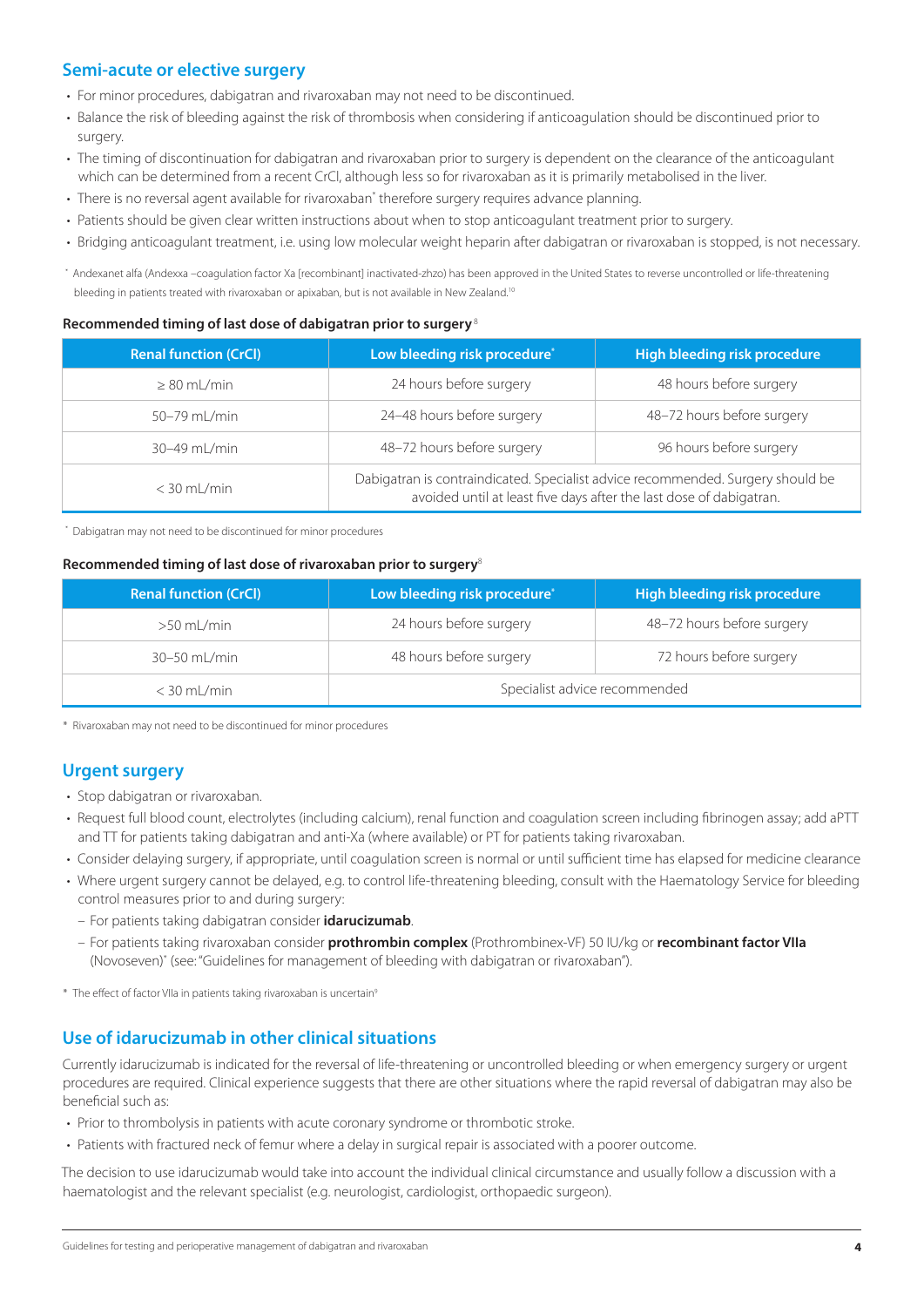## Semi-acute or elective surgery

- For minor procedures, dabigatran and rivaroxaban may not need to be discontinued.
- Balance the risk of bleeding against the risk of thrombosis when considering if anticoagulation should be discontinued prior to surgery.
- The timing of discontinuation for dabigatran and rivaroxaban prior to surgery is dependent on the clearance of the anticoagulant which can be determined from a recent CrCl, although less so for rivaroxaban as it is primarily metabolised in the liver.
- There is no reversal agent available for rivaroxaban* therefore surgery requires advance planning.
- Patients should be given clear written instructions about when to stop anticoagulant treatment prior to surgery.
- Bridging anticoagulant treatment, i.e. using low molecular weight heparin after dabigatran or rivaroxaban is stopped, is not necessary.

* Andexanet alfa (Andexxa –coagulation factor Xa [recombinant] inactivated-zhzo) has been approved in the United States to reverse uncontrolled or life-threatening bleeding in patients treated with rivaroxaban or apixaban, but is not available in New Zealand.[10]

**Recommended timing of last dose of dabigatran prior to surgery**[8]

| Renal function (CrCl) | Low bleeding risk procedure* | High bleeding risk procedure |
|---|---|---|
| ≥ 80 mL/min | 24 hours before surgery | 48 hours before surgery |
| 50–79 mL/min | 24–48 hours before surgery | 48–72 hours before surgery |
| 30–49 mL/min | 48–72 hours before surgery | 96 hours before surgery |
| < 30 mL/min | Dabigatran is contraindicated. Specialist advice recommended. Surgery should be avoided until at least five days after the last dose of dabigatran. | |

* Dabigatran may not need to be discontinued for minor procedures

**Recommended timing of last dose of rivaroxaban prior to surgery**[8]

| Renal function (CrCl) | Low bleeding risk procedure* | High bleeding risk procedure |
|---|---|---|
| >50 mL/min | 24 hours before surgery | 48–72 hours before surgery |
| 30–50 mL/min | 48 hours before surgery | 72 hours before surgery |
| < 30 mL/min | Specialist advice recommended | |

* Rivaroxaban may not need to be discontinued for minor procedures

## Urgent surgery

- Stop dabigatran or rivaroxaban.
- Request full blood count, electrolytes (including calcium), renal function and coagulation screen including fibrinogen assay; add aPTT and TT for patients taking dabigatran and anti-Xa (where available) or PT for patients taking rivaroxaban.
- Consider delaying surgery, if appropriate, until coagulation screen is normal or until sufficient time has elapsed for medicine clearance
- Where urgent surgery cannot be delayed, e.g. to control life-threatening bleeding, consult with the Haematology Service for bleeding control measures prior to and during surgery:
  - For patients taking dabigatran consider **idarucizumab**.
  - For patients taking rivaroxaban consider **prothrombin complex** (Prothrombinex-VF) 50 IU/kg or **recombinant factor VIIa** (Novoseven)* (see: "Guidelines for management of bleeding with dabigatran or rivaroxaban").

* The effect of factor VIIa in patients taking rivaroxaban is uncertain[9]

## Use of idarucizumab in other clinical situations

Currently idarucizumab is indicated for the reversal of life-threatening or uncontrolled bleeding or when emergency surgery or urgent procedures are required. Clinical experience suggests that there are other situations where the rapid reversal of dabigatran may also be beneficial such as:

- Prior to thrombolysis in patients with acute coronary syndrome or thrombotic stroke.
- Patients with fractured neck of femur where a delay in surgical repair is associated with a poorer outcome.

The decision to use idarucizumab would take into account the individual clinical circumstance and usually follow a discussion with a haematologist and the relevant specialist (e.g. neurologist, cardiologist, orthopaedic surgeon).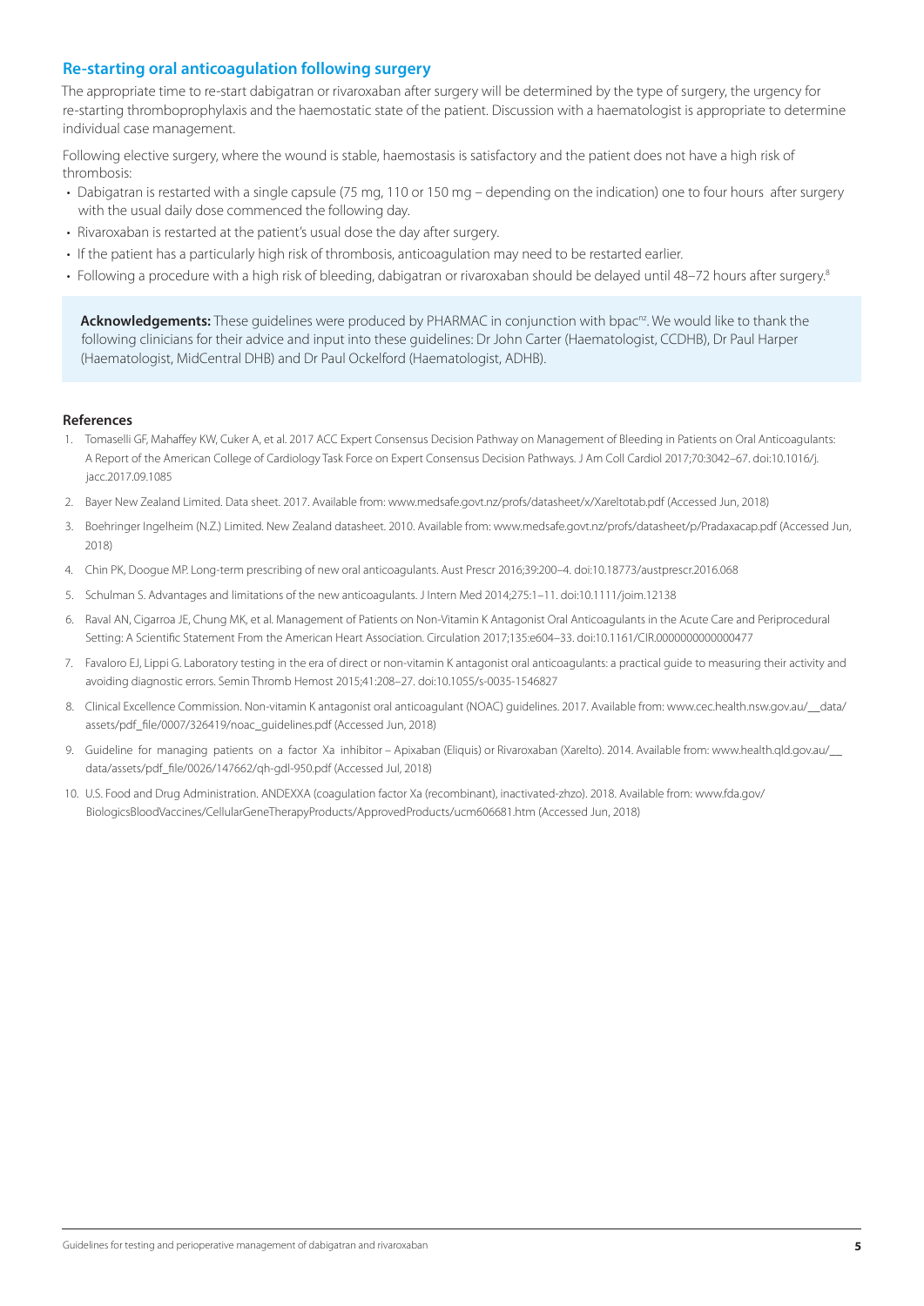## Re-starting oral anticoagulation following surgery

The appropriate time to re-start dabigatran or rivaroxaban after surgery will be determined by the type of surgery, the urgency for re-starting thromboprophylaxis and the haemostatic state of the patient. Discussion with a haematologist is appropriate to determine individual case management.

Following elective surgery, where the wound is stable, haemostasis is satisfactory and the patient does not have a high risk of thrombosis:

- Dabigatran is restarted with a single capsule (75 mg, 110 or 150 mg – depending on the indication) one to four hours after surgery with the usual daily dose commenced the following day.
- Rivaroxaban is restarted at the patient's usual dose the day after surgery.
- If the patient has a particularly high risk of thrombosis, anticoagulation may need to be restarted earlier.
- Following a procedure with a high risk of bleeding, dabigatran or rivaroxaban should be delayed until 48–72 hours after surgery.[8]

**Acknowledgements:** These guidelines were produced by PHARMAC in conjunction with bpac[nz]. We would like to thank the following clinicians for their advice and input into these guidelines: Dr John Carter (Haematologist, CCDHB), Dr Paul Harper (Haematologist, MidCentral DHB) and Dr Paul Ockelford (Haematologist, ADHB).

### References

1. Tomaselli GF, Mahaffey KW, Cuker A, et al. 2017 ACC Expert Consensus Decision Pathway on Management of Bleeding in Patients on Oral Anticoagulants: A Report of the American College of Cardiology Task Force on Expert Consensus Decision Pathways. J Am Coll Cardiol 2017;70:3042–67. doi:10.1016/j.jacc.2017.09.1085
2. Bayer New Zealand Limited. Data sheet. 2017. Available from: www.medsafe.govt.nz/profs/datasheet/x/Xareltotab.pdf (Accessed Jun, 2018)
3. Boehringer Ingelheim (N.Z.) Limited. New Zealand datasheet. 2010. Available from: www.medsafe.govt.nz/profs/datasheet/p/Pradaxacap.pdf (Accessed Jun, 2018)
4. Chin PK, Doogue MP. Long-term prescribing of new oral anticoagulants. Aust Prescr 2016;39:200–4. doi:10.18773/austprescr.2016.068
5. Schulman S. Advantages and limitations of the new anticoagulants. J Intern Med 2014;275:1–11. doi:10.1111/joim.12138
6. Raval AN, Cigarroa JE, Chung MK, et al. Management of Patients on Non-Vitamin K Antagonist Oral Anticoagulants in the Acute Care and Periprocedural Setting: A Scientific Statement From the American Heart Association. Circulation 2017;135:e604–33. doi:10.1161/CIR.0000000000000477
7. Favaloro EJ, Lippi G. Laboratory testing in the era of direct or non-vitamin K antagonist oral anticoagulants: a practical guide to measuring their activity and avoiding diagnostic errors. Semin Thromb Hemost 2015;41:208–27. doi:10.1055/s-0035-1546827
8. Clinical Excellence Commission. Non-vitamin K antagonist oral anticoagulant (NOAC) guidelines. 2017. Available from: www.cec.health.nsw.gov.au/__data/assets/pdf_file/0007/326419/noac_guidelines.pdf (Accessed Jun, 2018)
9. Guideline for managing patients on a factor Xa inhibitor – Apixaban (Eliquis) or Rivaroxaban (Xarelto). 2014. Available from: www.health.qld.gov.au/__data/assets/pdf_file/0026/147662/qh-gdl-950.pdf (Accessed Jul, 2018)
10. U.S. Food and Drug Administration. ANDEXXA (coagulation factor Xa (recombinant), inactivated-zhzo). 2018. Available from: www.fda.gov/BiologicsBloodVaccines/CellularGeneTherapyProducts/ApprovedProducts/ucm606681.htm (Accessed Jun, 2018)